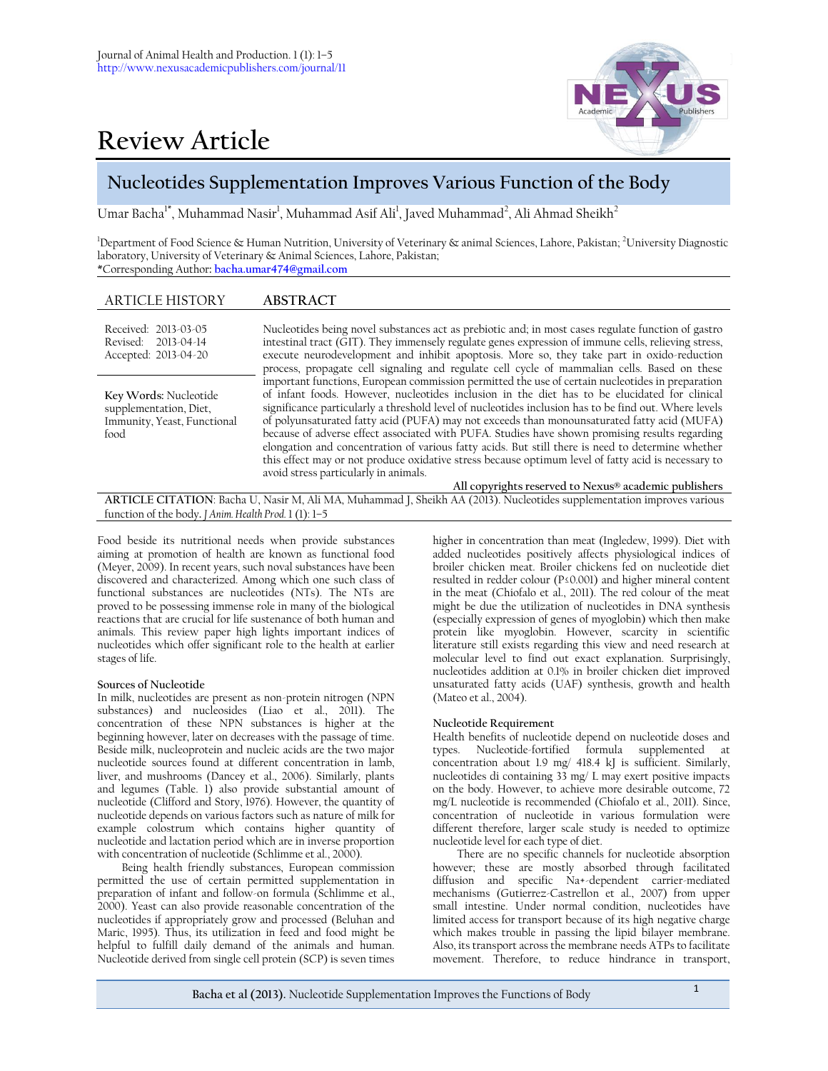# Review Article

## Nucleotides Supplementation Improves Various Function of the Body

Umar Bacha[1*], Muhammad Nasir[1], Muhammad Asif Ali[1], Javed Muhammad[2], Ali Ahmad Sheikh[2]

[1]Department of Food Science & Human Nutrition, University of Veterinary & animal Sciences, Lahore, Pakistan; [2]University Diagnostic laboratory, University of Veterinary & Animal Sciences, Lahore, Pakistan;
*Corresponding Author: bacha.umar474@gmail.com

**ARTICLE HISTORY**

Received: 2013-03-05
Revised: 2013-04-14
Accepted: 2013-04-20

**Key Words:** Nucleotide supplementation, Diet, Immunity, Yeast, Functional food

**ABSTRACT**

Nucleotides being novel substances act as prebiotic and; in most cases regulate function of gastro intestinal tract (GIT). They immensely regulate genes expression of immune cells, relieving stress, execute neurodevelopment and inhibit apoptosis. More so, they take part in oxido-reduction process, propagate cell signaling and regulate cell cycle of mammalian cells. Based on these important functions, European commission permitted the use of certain nucleotides in preparation of infant foods. However, nucleotides inclusion in the diet has to be elucidated for clinical significance particularly a threshold level of nucleotides inclusion has to be find out. Where levels of polyunsaturated fatty acid (PUFA) may not exceeds than monounsaturated fatty acid (MUFA) because of adverse effect associated with PUFA. Studies have shown promising results regarding elongation and concentration of various fatty acids. But still there is need to determine whether this effect may or not produce oxidative stress because optimum level of fatty acid is necessary to avoid stress particularly in animals.

All copyrights reserved to Nexus® academic publishers

**ARTICLE CITATION**: Bacha U, Nasir M, Ali MA, Muhammad J, Sheikh AA (2013). Nucleotides supplementation improves various function of the body. *J Anim. Health Prod.* 1 (1): 1–5

Food beside its nutritional needs when provide substances aiming at promotion of health are known as functional food (Meyer, 2009). In recent years, such noval substances have been discovered and characterized. Among which one such class of functional substances are nucleotides (NTs). The NTs are proved to be possessing immense role in many of the biological reactions that are crucial for life sustenance of both human and animals. This review paper high lights important indices of nucleotides which offer significant role to the health at earlier stages of life.

### Sources of Nucleotide

In milk, nucleotides are present as non-protein nitrogen (NPN substances) and nucleosides (Liao et al., 2011). The concentration of these NPN substances is higher at the beginning however, later on decreases with the passage of time. Beside milk, nucleoprotein and nucleic acids are the two major nucleotide sources found at different concentration in lamb, liver, and mushrooms (Dancey et al., 2006). Similarly, plants and legumes (Table. 1) also provide substantial amount of nucleotide (Clifford and Story, 1976). However, the quantity of nucleotide depends on various factors such as nature of milk for example colostrum which contains higher quantity of nucleotide and lactation period which are in inverse proportion with concentration of nucleotide (Schlimme et al., 2000).

Being health friendly substances, European commission permitted the use of certain permitted supplementation in preparation of infant and follow-on formula (Schlimme et al., 2000). Yeast can also provide reasonable concentration of the nucleotides if appropriately grow and processed (Beluhan and Maric, 1995). Thus, its utilization in feed and food might be helpful to fulfill daily demand of the animals and human. Nucleotide derived from single cell protein (SCP) is seven times higher in concentration than meat (Ingledew, 1999). Diet with added nucleotides positively affects physiological indices of broiler chicken meat. Broiler chickens fed on nucleotide diet resulted in redder colour ($P \leq 0.001$) and higher mineral content in the meat (Chiofalo et al., 2011). The red colour of the meat might be due the utilization of nucleotides in DNA synthesis (especially expression of genes of myoglobin) which then make protein like myoglobin. However, scarcity in scientific literature still exists regarding this view and need research at molecular level to find out exact explanation. Surprisingly, nucleotides addition at 0.1% in broiler chicken diet improved unsaturated fatty acids (UAF) synthesis, growth and health (Mateo et al., 2004).

### Nucleotide Requirement

Health benefits of nucleotide depend on nucleotide doses and types. Nucleotide-fortified formula supplemented at concentration about 1.9 mg/ 418.4 kJ is sufficient. Similarly, nucleotides di containing 33 mg/ L may exert positive impacts on the body. However, to achieve more desirable outcome, 72 mg/L nucleotide is recommended (Chiofalo et al., 2011). Since, concentration of nucleotide in various formulation were different therefore, larger scale study is needed to optimize nucleotide level for each type of diet.

There are no specific channels for nucleotide absorption however; these are mostly absorbed through facilitated diffusion and specific Na+-dependent carrier-mediated mechanisms (Gutierrez-Castrellon et al., 2007) from upper small intestine. Under normal condition, nucleotides have limited access for transport because of its high negative charge which makes trouble in passing the lipid bilayer membrane. Also, its transport across the membrane needs ATPs to facilitate movement. Therefore, to reduce hindrance in transport,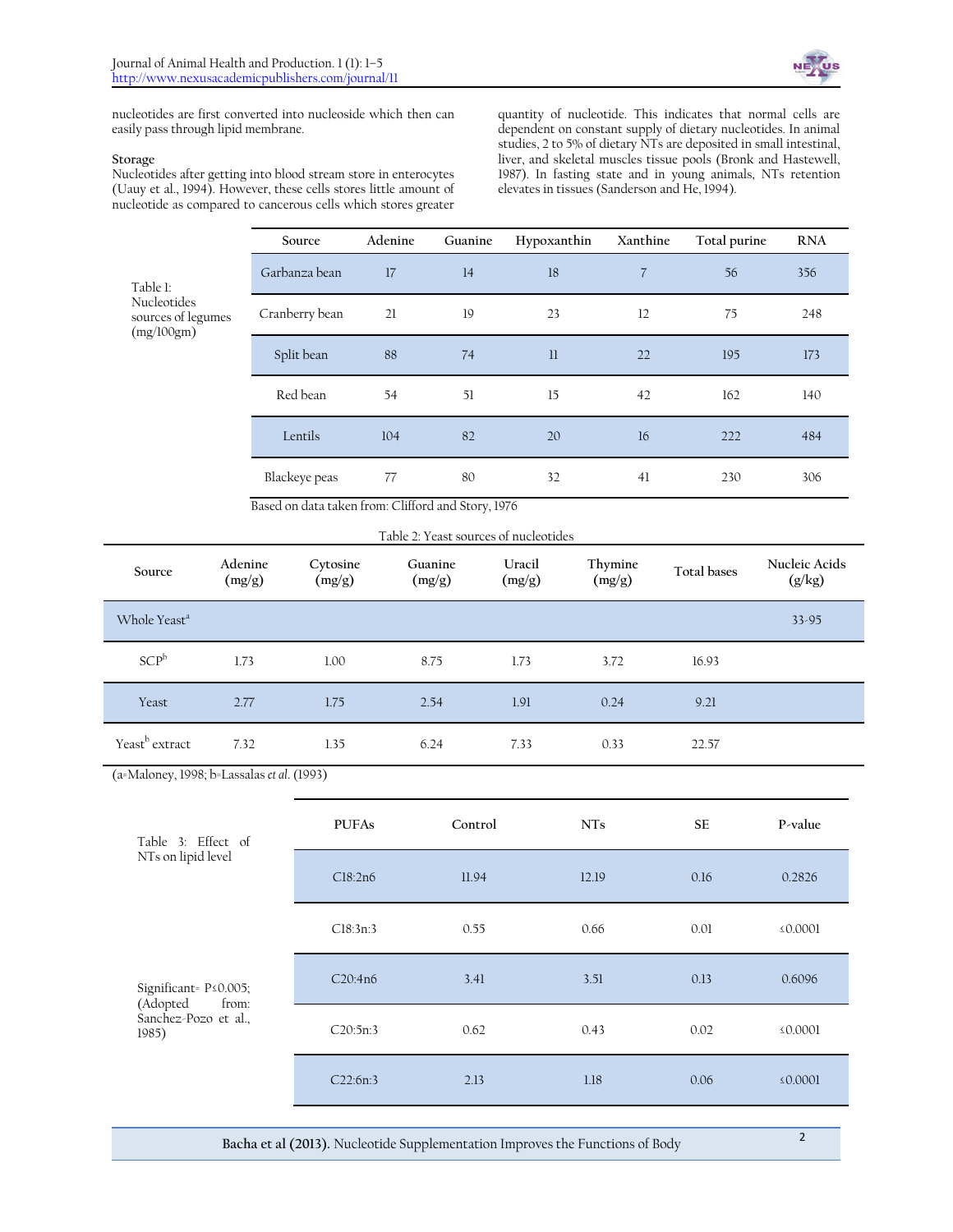nucleotides are first converted into nucleoside which then can easily pass through lipid membrane.

### Storage

Nucleotides after getting into blood stream store in enterocytes (Uauy et al., 1994). However, these cells stores little amount of nucleotide as compared to cancerous cells which stores greater quantity of nucleotide. This indicates that normal cells are dependent on constant supply of dietary nucleotides. In animal studies, 2 to 5% of dietary NTs are deposited in small intestinal, liver, and skeletal muscles tissue pools (Bronk and Hastewell, 1987). In fasting state and in young animals, NTs retention elevates in tissues (Sanderson and He, 1994).

Table 1: Nucleotides sources of legumes (mg/100gm)

| Source | Adenine | Guanine | Hypoxanthin | Xanthine | Total purine | RNA |
|---|---|---|---|---|---|---|
| Garbanza bean | 17 | 14 | 18 | 7 | 56 | 356 |
| Cranberry bean | 21 | 19 | 23 | 12 | 75 | 248 |
| Split bean | 88 | 74 | 11 | 22 | 195 | 173 |
| Red bean | 54 | 51 | 15 | 42 | 162 | 140 |
| Lentils | 104 | 82 | 20 | 16 | 222 | 484 |
| Blackeye peas | 77 | 80 | 32 | 41 | 230 | 306 |

Based on data taken from: Clifford and Story, 1976

Table 2: Yeast sources of nucleotides

| Source | Adenine (mg/g) | Cytosine (mg/g) | Guanine (mg/g) | Uracil (mg/g) | Thymine (mg/g) | Total bases | Nucleic Acids (g/kg) |
|---|---|---|---|---|---|---|---|
| Whole Yeast[a] | | | | | | | 33-95 |
| SCP[b] | 1.73 | 1.00 | 8.75 | 1.73 | 3.72 | 16.93 | |
| Yeast | 2.77 | 1.75 | 2.54 | 1.91 | 0.24 | 9.21 | |
| Yeast[b] extract | 7.32 | 1.35 | 6.24 | 7.33 | 0.33 | 22.57 | |

(a=Maloney, 1998; b=Lassalas *et al*. (1993)

Table 3: Effect of NTs on lipid level

| PUFAs | Control | NTs | SE | P-value |
|---|---|---|---|---|
| C18:2n6 | 11.94 | 12.19 | 0.16 | 0.2826 |
| C18:3n:3 | 0.55 | 0.66 | 0.01 | ≤0.0001 |
| C20:4n6 | 3.41 | 3.51 | 0.13 | 0.6096 |
| C20:5n:3 | 0.62 | 0.43 | 0.02 | ≤0.0001 |
| C22:6n:3 | 2.13 | 1.18 | 0.06 | ≤0.0001 |

Significant= $P \leq 0.005$; (Adopted from: Sanchez-Pozo et al., 1985)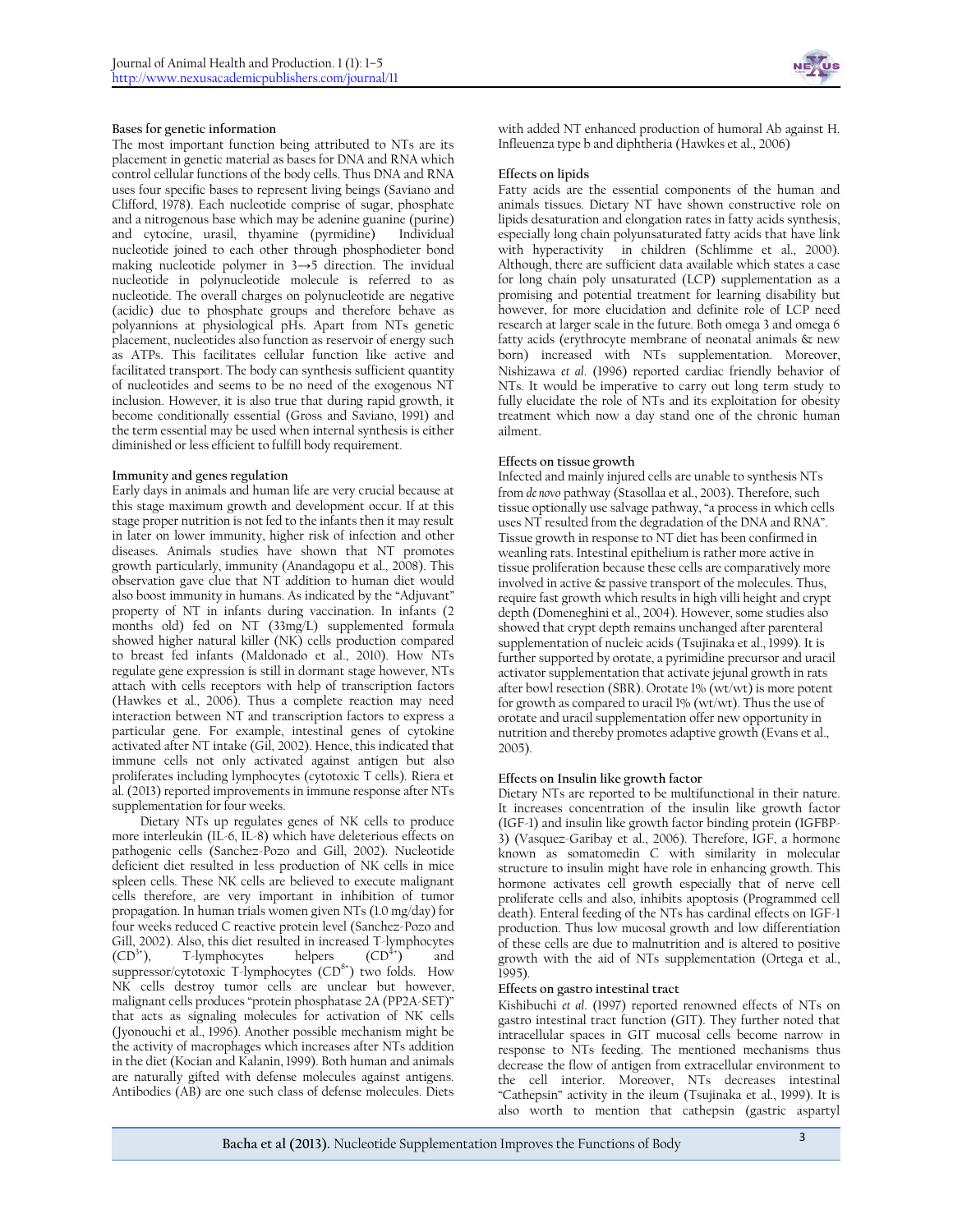**Bases for genetic information**

The most important function being attributed to NTs are its placement in genetic material as bases for DNA and RNA which control cellular functions of the body cells. Thus DNA and RNA uses four specific bases to represent living beings (Saviano and Clifford, 1978). Each nucleotide comprise of sugar, phosphate and a nitrogenous base which may be adenine guanine (purine) and cytocine, urasil, thyamine (pyrmidine) Individual nucleotide joined to each other through phosphodieter bond making nucleotide polymer in 3→5 direction. The invidual nucleotide in polynucleotide molecule is referred to as nucleotide. The overall charges on polynucleotide are negative (acidic) due to phosphate groups and therefore behave as polyannions at physiological pHs. Apart from NTs genetic placement, nucleotides also function as reservoir of energy such as ATPs. This facilitates cellular function like active and facilitated transport. The body can synthesis sufficient quantity of nucleotides and seems to be no need of the exogenous NT inclusion. However, it is also true that during rapid growth, it become conditionally essential (Gross and Saviano, 1991) and the term essential may be used when internal synthesis is either diminished or less efficient to fulfill body requirement.

**Immunity and genes regulation**

Early days in animals and human life are very crucial because at this stage maximum growth and development occur. If at this stage proper nutrition is not fed to the infants then it may result in later on lower immunity, higher risk of infection and other diseases. Animals studies have shown that NT promotes growth particularly, immunity (Anandagopu et al., 2008). This observation gave clue that NT addition to human diet would also boost immunity in humans. As indicated by the "Adjuvant" property of NT in infants during vaccination. In infants (2 months old) fed on NT (33mg/L) supplemented formula showed higher natural killer (NK) cells production compared to breast fed infants (Maldonado et al., 2010). How NTs regulate gene expression is still in dormant stage however, NTs attach with cells receptors with help of transcription factors (Hawkes et al., 2006). Thus a complete reaction may need interaction between NT and transcription factors to express a particular gene. For example, intestinal genes of cytokine activated after NT intake (Gil, 2002). Hence, this indicated that immune cells not only activated against antigen but also proliferates including lymphocytes (cytotoxic T cells). Riera et al. (2013) reported improvements in immune response after NTs supplementation for four weeks.

Dietary NTs up regulates genes of NK cells to produce more interleukin (IL-6, IL-8) which have deleterious effects on pathogenic cells (Sanchez-Pozo and Gill, 2002). Nucleotide deficient diet resulted in less production of NK cells in mice spleen cells. These NK cells are believed to execute malignant cells therefore, are very important in inhibition of tumor propagation. In human trials women given NTs (1.0 mg/day) for four weeks reduced C reactive protein level (Sanchez-Pozo and Gill, 2002). Also, this diet resulted in increased T-lymphocytes ($CD^{3+}$), T-lymphocytes helpers ($CD^{4+}$) and suppressor/cytotoxic T-lymphocytes ($CD^{8+}$) two folds. How NK cells destroy tumor cells are unclear but however, malignant cells produces "protein phosphatase 2A (PP2A-SET)" that acts as signaling molecules for activation of NK cells (Jyonouchi et al., 1996). Another possible mechanism might be the activity of macrophages which increases after NTs addition in the diet (Kocian and Kalanin, 1999). Both human and animals are naturally gifted with defense molecules against antigens. Antibodies (AB) are one such class of defense molecules. Diets with added NT enhanced production of humoral Ab against H. Infleuenza type b and diphtheria (Hawkes et al., 2006)

**Effects on lipids**

Fatty acids are the essential components of the human and animals tissues. Dietary NT have shown constructive role on lipids desaturation and elongation rates in fatty acids synthesis, especially long chain polyunsaturated fatty acids that have link with hyperactivity in children (Schlimme et al., 2000). Although, there are sufficient data available which states a case for long chain poly unsaturated (LCP) supplementation as a promising and potential treatment for learning disability but however, for more elucidation and definite role of LCP need research at larger scale in the future. Both omega 3 and omega 6 fatty acids (erythrocyte membrane of neonatal animals & new born) increased with NTs supplementation. Moreover, Nishizawa *et al.* (1996) reported cardiac friendly behavior of NTs. It would be imperative to carry out long term study to fully elucidate the role of NTs and its exploitation for obesity treatment which now a day stand one of the chronic human ailment.

**Effects on tissue growth**

Infected and mainly injured cells are unable to synthesis NTs from *de novo* pathway (Stasollaa et al., 2003). Therefore, such tissue optionally use salvage pathway, "a process in which cells uses NT resulted from the degradation of the DNA and RNA". Tissue growth in response to NT diet has been confirmed in weanling rats. Intestinal epithelium is rather more active in tissue proliferation because these cells are comparatively more involved in active & passive transport of the molecules. Thus, require fast growth which results in high villi height and crypt depth (Domeneghini et al., 2004). However, some studies also showed that crypt depth remains unchanged after parenteral supplementation of nucleic acids (Tsujinaka et al., 1999). It is further supported by orotate, a pyrimidine precursor and uracil activator supplementation that activate jejunal growth in rats after bowl resection (SBR). Orotate 1% (wt/wt) is more potent for growth as compared to uracil 1% (wt/wt). Thus the use of orotate and uracil supplementation offer new opportunity in nutrition and thereby promotes adaptive growth (Evans et al., 2005).

**Effects on Insulin like growth factor**

Dietary NTs are reported to be multifunctional in their nature. It increases concentration of the insulin like growth factor (IGF-1) and insulin like growth factor binding protein (IGFBP-3) (Vasquez-Garibay et al., 2006). Therefore, IGF, a hormone known as somatomedin C with similarity in molecular structure to insulin might have role in enhancing growth. This hormone activates cell growth especially that of nerve cell proliferate cells and also, inhibits apoptosis (Programmed cell death). Enteral feeding of the NTs has cardinal effects on IGF-1 production. Thus low mucosal growth and low differentiation of these cells are due to malnutrition and is altered to positive growth with the aid of NTs supplementation (Ortega et al., 1995).

**Effects on gastro intestinal tract**

Kishibuchi *et al.* (1997) reported renowned effects of NTs on gastro intestinal tract function (GIT). They further noted that intracellular spaces in GIT mucosal cells become narrow in response to NTs feeding. The mentioned mechanisms thus decrease the flow of antigen from extracellular environment to the cell interior. Moreover, NTs decreases intestinal "Cathepsin" activity in the ileum (Tsujinaka et al., 1999). It is also worth to mention that cathepsin (gastric aspartyl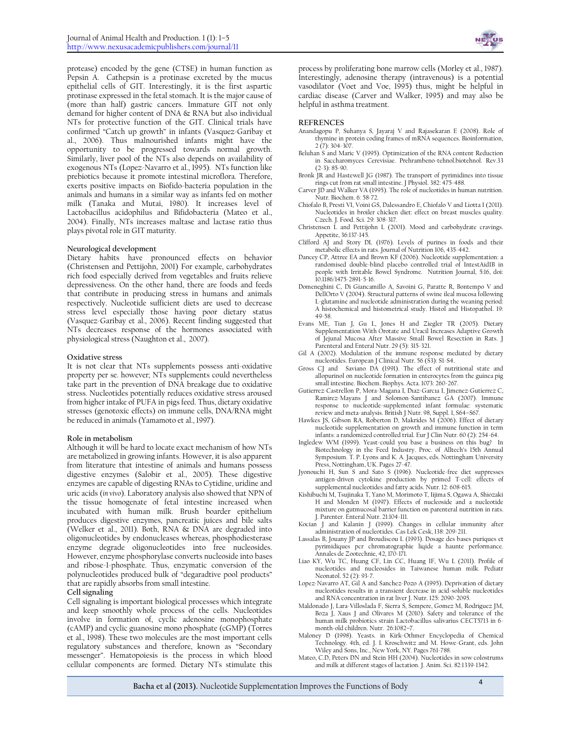protease) encoded by the gene (CTSE) in human function as Pepsin A. Cathepsin is a protinase excreted by the mucus epithelial cells of GIT. Interestingly, it is the first aspartic protinase expressed in the fetal stomach. It is the major cause of (more than half) gastric cancers. Immature GIT not only demand for higher content of DNA & RNA but also individual NTs for protective function of the GIT. Clinical trials have confirmed "Catch up growth" in infants (Vasquez-Garibay et al., 2006). Thus malnourished infants might have the opportunity to be progressed towards normal growth. Similarly, liver pool of the NTs also depends on availability of exogenous NTs (Lopez-Navarro et al., 1995). NTs function like prebiotics because it promote intestinal microflora. Therefore, exerts positive impacts on Biofido-bacteria population in the animals and humans in a similar way as infants fed on mother milk (Tanaka and Mutai, 1980). It increases level of Lactobacillus acidophilus and Bifidobacteria (Mateo et al., 2004). Finally, NTs increases maltase and lactase ratio thus plays pivotal role in GIT maturity.

**Neurological development**

Dietary habits have pronounced effects on behavior (Christensen and Pettijohn, 2001) For example, carbohydrates rich food especially derived from vegetables and fruits relieve depressiveness. On the other hand, there are foods and feeds that contribute in producing stress in humans and animals respectively. Nucleotide sufficient diets are used to decrease stress level especially those having poor dietary status (Vasquez-Garibay et al., 2006). Recent finding suggested that NTs decreases response of the hormones associated with physiological stress (Naughton et al., 2007).

**Oxidative stress**

It is not clear that NTs supplements possess anti-oxidative property per se. however; NTs supplements could nevertheless take part in the prevention of DNA breakage due to oxidative stress. Nucleotides potentially reduces oxidative stress aroused from higher intake of PUFA in pigs feed. Thus, dietary oxidative stresses (genotoxic effects) on immune cells, DNA/RNA might be reduced in animals (Yamamoto et al., 1997).

**Role in metabolism**

Although it will be hard to locate exact mechanism of how NTs are metabolized in growing infants. However, it is also apparent from literature that intestine of animals and humans possess digestive enzymes (Salobir et al., 2005). These digestive enzymes are capable of digesting RNAs to Cytidine, uridine and uric acids (*in vivo*). Laboratory analysis also showed that NPN of the tissue homogenate of fetal intestine increased when incubated with human milk. Brush boarder epithelium produces digestive enzymes, pancreatic juices and bile salts (Welker et al., 2011). Both, RNA & DNA are degraded into oligonucleotides by endonucleases whereas, phosphodiesterase enzyme degrade oligonucleotides into free nucleosides. However, enzyme phosphorylase converts nucleoside into bases and ribose-1-phosphate. Thus, enzymatic conversion of the polynucleotides produced bulk of "degaradtive pool products" that are rapidly absorbs from small intestine.

**Cell signaling**

Cell signaling is important biological processes which integrate and keep smoothly whole process of the cells. Nucleotides involve in formation of, cyclic adenosine monophosphate (cAMP) and cyclic guanosine mono phosphate (cGMP) (Torres et al., 1998). These two molecules are the most important cells regulatory substances and therefore, known as "Secondary messenger". Hematopoiesis is the process in which blood cellular components are formed. Dietary NTs stimulate this process by proliferating bone marrow cells (Morley et al., 1987). Interestingly, adenosine therapy (intravenous) is a potential vasodilator (Voet and Voe, 1995) thus, might be helpful in cardiac disease (Carver and Walker, 1995) and may also be helpful in asthma treatment.

**REFRENCES**

Anandagopu P, Suhanya S, Jayaraj V and Rajasekaran E (2008). Role of thymine in protein coding frames of mRNA sequences. Bioinformation, 2 (7): 304-307.

Beluhan S and Maric V (1995). Optimization of the RNA content Reduction in Saccharomyces Cerevisiae. Prehrambeno-tehnol.biotehnol. Rev.33 (2-3): 85-90.

Bronk JR and Hastewell JG (1987). The transport of pyrimidines into tissue rings cut from rat small intestine. J Physiol. 382: 475-488.

Carver JD and Walker VA (1995). The role of nucleotides in human nutrition. Nutr. Biochem. 6: 58-72.

Chiofalo B, Presti VI, Voini GS, Dalessandro E, Chiofalo V and Liotta I (2011). Nucleotides in broiler chicken diet: effect on breast muscles quality. Czech. J. Food. Sci. 29: 308-317.

Christensen L and Pettijohn L (2001). Mood and carbohydrate cravings. Appetite, 36:137-145.

Clifford AJ and Story DL (1976). Levels of purines in foods and their metabolic effects in rats. Journal of Nutrition 106, 435-442.

Dancey CP, Attree EA and Brown KF (2006). Nucleotide supplementation: a randomised double-blind placebo controlled trial of IntestAidIB in people with Irritable Bowel Syndrome. Nutrition Journal, 5:16, doi: 10.1186/1475-2891-5-16.

Domeneghini C, Di Giancamillo A, Savoini G, Paratte R, Bontempo V and DellOrto V (2004). Structural patterns of swine ileal mucosa following L-glutamine and nucleotide administration during the weaning period: A histochemical and histometrical study. Histol and Histopathol. 19: 49-58.

Evans ME, Tian J, Gu L, Jones H and Ziegler TR (2005). Dietary Supplementation With Orotate and Uracil Increases Adaptive Growth of Jejunal Mucosa After Massive Small Bowel Resection in Rats. J Parenteral and Enteral Nutr. 29 (5): 315-321.

Gil A (2002). Modulation of the immune response mediated by dietary nucleotides. European J Clinical Nutr. 56 (S3): S1-S4.

Gross CJ and Saviano DA (1991). The effect of nutritional state and allopurinol on nucleotide formation in enterocytes from the guinea pig small intestine. Biochem. Biophys. Acta. 1073: 260-267.

Gutierrez-Castrellon P, Mora-Magana I, Dıaz-Garcıa I, Jimenez-Gutierrez C, Ramirez-Mayans J and Solomon-Santibanez GA (2007). Immune response to nucleotide-supplemented infant formulae: systematic review and meta-analysis. British J Nutr. 98, Suppl. 1, S64–S67.

Hawkes JS, Gibson RA, Roberton D, Makrides M (2006). Effect of dietary nucleotide supplementation on growth and immune function in term infants: a randomized controlled trial. Eur J Clin Nutr. 60 (2): 254-64.

Ingledew WM (1999). Yeast-could you base a business on this bug? In Biotechnology in the Feed Industry. Proc. of Alltech's 15th Annual Symposium. T. P. Lyons and K. A. Jacques, eds. Nottingham University Press, Nottingham, UK. Pages 27-47.

Jyonouchi H, Sun S and Sato S (1996). Nucleotide-free diet suppresses antigen-driven cytokine production by primed T-cell: effects of supplemental nucleotides and fatty acids. Nutr. 12: 608-615.

Kishibuchi M, Tsujinaka T, Yano M, Morimoto T, Iijima S, Ogawa A, Shiozaki H and Monden M (1997). Effects of nucleoside and a nucleotide mixture on gutmucosal barrier function on parenteral nutrition in rats. J. Parenter. Enteral Nutr. 21:104-111.

Kocian J and Kalanin J (1999). Changes in cellular immunity after administration of nucleotides. Cas Lek Cesk, 138: 209-211.

Lassalas B, Jouany JP and Broudiscou L (1993). Dosage des bases puriques et pyrimidiques pcr chromatographie liqide a haunte performance. Annales de Zootechnie, 42, 170-171.

Liao KY, Wu TC, Huang CF, Lin CC, Huang IF, Wu L (2011). Profile of nucleotides and nucleosides in Taiwanese human milk. Pediatr Neonatol. 52 (2): 93-7.

Lopez-Navarro AT, Gil A and Sanchez-Pozo A (1995). Deprivation of dietary nucleotides results in a transient decrease in acid-soluble nucleotides and RNA concentration in rat liver J. Nutr. 125: 2090-2095.

Maldonado J, Lara-Villoslada F, Sierra S, Sempere, Gomez M, Rodriguez JM, Boza J, Xaus J and Olivares M (2010). Safety and tolerance of the human milk probiotics strain Lactobacillus salivarius CECT5713 in 6-month-old children. Nutr. 26:1082–7.

Maloney D (1998). Yeasts. in Kirk-Othmer Encyclopedia of Chemical Technology. 4th, ed. J. I. Kroschwitz and M. Howe-Grant, eds. John Wiley and Sons, Inc., New York, NY. Pages 761-788.

Mateo, C.D, Peters DN and Stein HH (2004). Nucleotides in sow colostrums and milk at different stages of lactation. J. Anim. Sci. 82:1339-1342.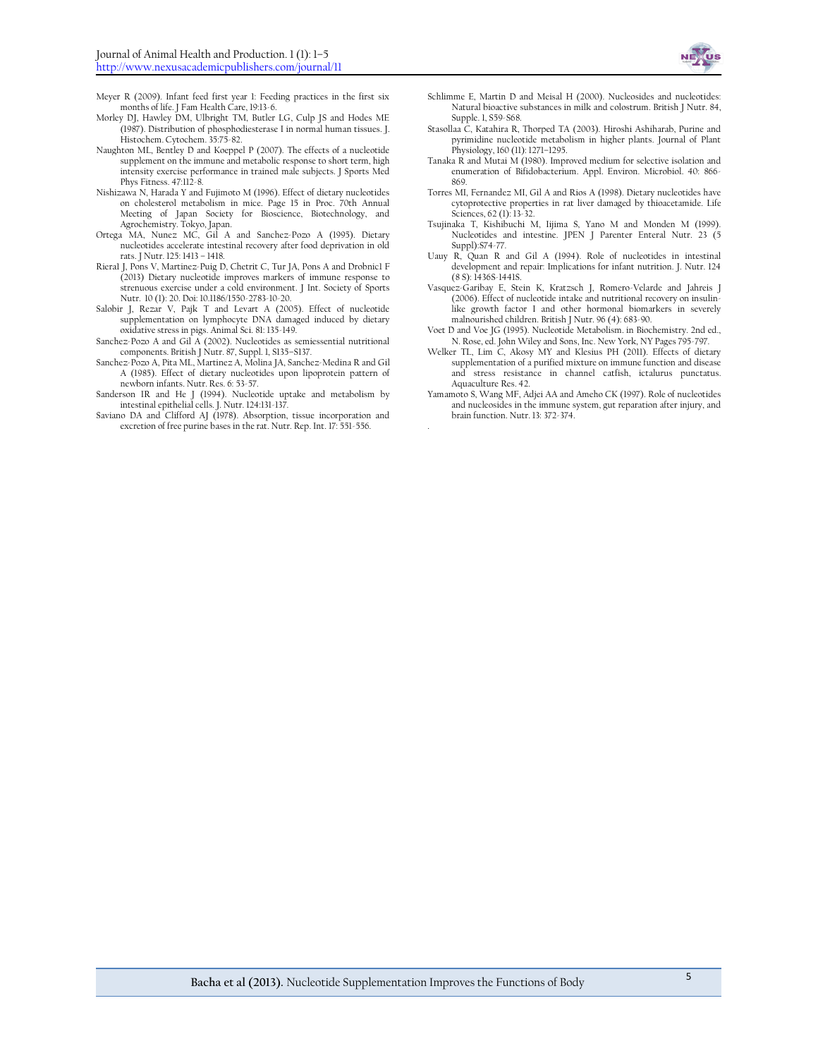Meyer R (2009). Infant feed first year 1: Feeding practices in the first six months of life. J Fam Health Care, 19:13-6.

Morley DJ, Hawley DM, Ulbright TM, Butler LG, Culp JS and Hodes ME (1987). Distribution of phosphodiesterase I in normal human tissues. J. Histochem. Cytochem. 35:75-82.

Naughton ML, Bentley D and Koeppel P (2007). The effects of a nucleotide supplement on the immune and metabolic response to short term, high intensity exercise performance in trained male subjects. J Sports Med Phys Fitness. 47:112-8.

Nishizawa N, Harada Y and Fujimoto M (1996). Effect of dietary nucleotides on cholesterol metabolism in mice. Page 15 in Proc. 70th Annual Meeting of Japan Society for Bioscience, Biotechnology, and Agrochemistry. Tokyo, Japan.

Ortega MA, Nunez MC, Gil A and Sanchez-Pozo A (1995). Dietary nucleotides accelerate intestinal recovery after food deprivation in old rats. J Nutr. 125: 1413 – 1418.

Rieral J, Pons V, Martinez-Puig D, Chetrit C, Tur JA, Pons A and Drobnic1 F (2013) Dietary nucleotide improves markers of immune response to strenuous exercise under a cold environment. J Int. Society of Sports Nutr. 10 (1): 20. Doi: 10.1186/1550-2783-10-20.

Salobir J, Rezar V, Pajk T and Levart A (2005). Effect of nucleotide supplementation on lymphocyte DNA damaged induced by dietary oxidative stress in pigs. Animal Sci. 81: 135-149.

Sanchez-Pozo A and Gil A (2002). Nucleotides as semiessential nutritional components. British J Nutr. 87, Suppl. 1, S135–S137.

Sanchez-Pozo A, Pita ML, Martinez A, Molina JA, Sanchez-Medina R and Gil A (1985). Effect of dietary nucleotides upon lipoprotein pattern of newborn infants. Nutr. Res. 6: 53-57.

Sanderson IR and He J (1994). Nucleotide uptake and metabolism by intestinal epithelial cells. J. Nutr. 124:131-137.

Saviano DA and Clifford AJ (1978). Absorption, tissue incorporation and excretion of free purine bases in the rat. Nutr. Rep. Int. 17: 551-556.

Schlimme E, Martin D and Meisal H (2000). Nucleosides and nucleotides: Natural bioactive substances in milk and colostrum. British J Nutr. 84, Supple. 1, S59-S68.

Stasollaa C, Katahira R, Thorped TA (2003). Hiroshi Ashiharab, Purine and pyrimidine nucleotide metabolism in higher plants. Journal of Plant Physiology, 160 (11): 1271–1295.

Tanaka R and Mutai M (1980). Improved medium for selective isolation and enumeration of Bifidobacterium. Appl. Environ. Microbiol. 40: 866-869.

Torres MI, Fernandez MI, Gil A and Rios A (1998). Dietary nucleotides have cytoprotective properties in rat liver damaged by thioacetamide. Life Sciences, 62 (1): 13-32.

Tsujinaka T, Kishibuchi M, Iijima S, Yano M and Monden M (1999). Nucleotides and intestine. JPEN J Parenter Enteral Nutr. 23 (5 Suppl):S74-77.

Uauy R, Quan R and Gil A (1994). Role of nucleotides in intestinal development and repair: Implications for infant nutrition. J. Nutr. 124 (8 S): 1436S-1441S.

Vasquez-Garibay E, Stein K, Kratzsch J, Romero-Velarde and Jahreis J (2006). Effect of nucleotide intake and nutritional recovery on insulin-like growth factor I and other hormonal biomarkers in severely malnourished children. British J Nutr. 96 (4): 683-90.

Voet D and Voe JG (1995). Nucleotide Metabolism. in Biochemistry. 2nd ed., N. Rose, ed. John Wiley and Sons, Inc. New York, NY Pages 795-797.

Welker TL, Lim C, Akosy MY and Klesius PH (2011). Effects of dietary supplementation of a purified mixture on immune function and disease and stress resistance in channel catfish, ictalurus punctatus. Aquaculture Res. 42.

Yamamoto S, Wang MF, Adjei AA and Ameho CK (1997). Role of nucleotides and nucleosides in the immune system, gut reparation after injury, and brain function. Nutr. 13: 372-374.